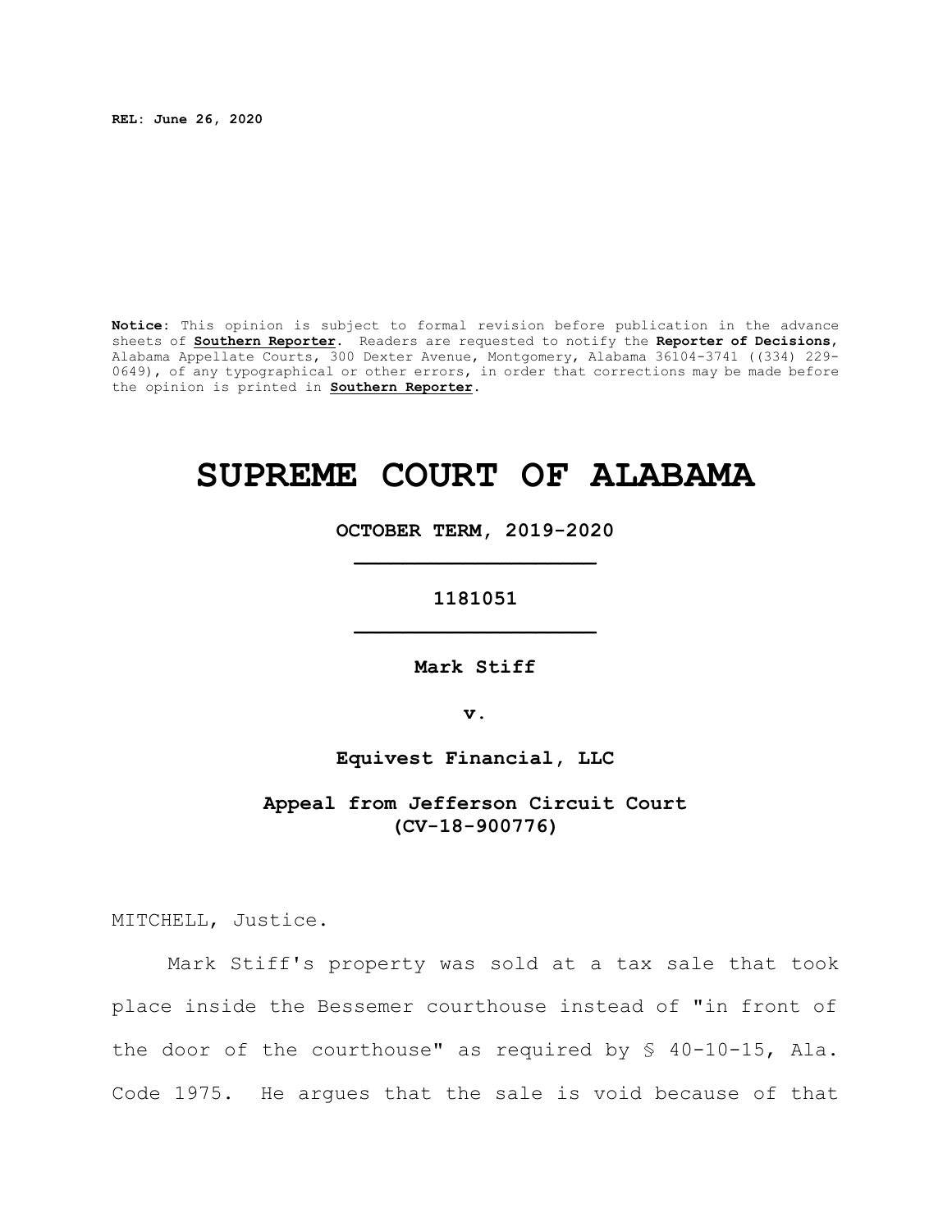REL: June 26, 2020

**Notice:** This opinion is subject to formal revision before publication in the advance sheets of **Southern Reporter**. Readers are requested to notify the **Reporter of Decisions**, Alabama Appellate Courts, 300 Dexter Avenue, Montgomery, Alabama 36104-3741 ((334) 229-0649), of any typographical or other errors, in order that corrections may be made before the opinion is printed in **Southern Reporter**.

# SUPREME COURT OF ALABAMA

**OCTOBER TERM, 2019-2020**

**1181051**

**Mark Stiff**

**v.**

**Equivest Financial, LLC**

**Appeal from Jefferson Circuit Court (CV-18-900776)**

MITCHELL, Justice.

Mark Stiff's property was sold at a tax sale that took place inside the Bessemer courthouse instead of "in front of the door of the courthouse" as required by § 40-10-15, Ala. Code 1975. He argues that the sale is void because of that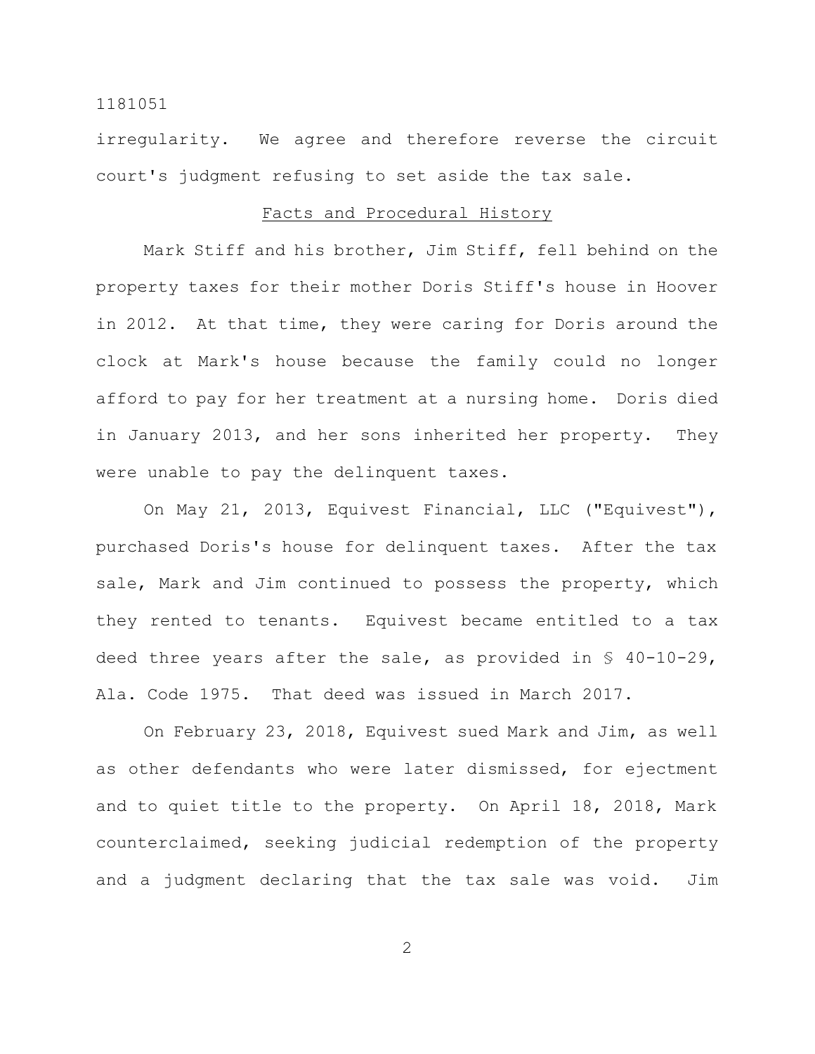irregularity. We agree and therefore reverse the circuit court's judgment refusing to set aside the tax sale.

## Facts and Procedural History

Mark Stiff and his brother, Jim Stiff, fell behind on the property taxes for their mother Doris Stiff's house in Hoover in 2012. At that time, they were caring for Doris around the clock at Mark's house because the family could no longer afford to pay for her treatment at a nursing home. Doris died in January 2013, and her sons inherited her property. They were unable to pay the delinquent taxes.

On May 21, 2013, Equivest Financial, LLC ("Equivest"), purchased Doris's house for delinquent taxes. After the tax sale, Mark and Jim continued to possess the property, which they rented to tenants. Equivest became entitled to a tax deed three years after the sale, as provided in § 40-10-29, Ala. Code 1975. That deed was issued in March 2017.

On February 23, 2018, Equivest sued Mark and Jim, as well as other defendants who were later dismissed, for ejectment and to quiet title to the property. On April 18, 2018, Mark counterclaimed, seeking judicial redemption of the property and a judgment declaring that the tax sale was void. Jim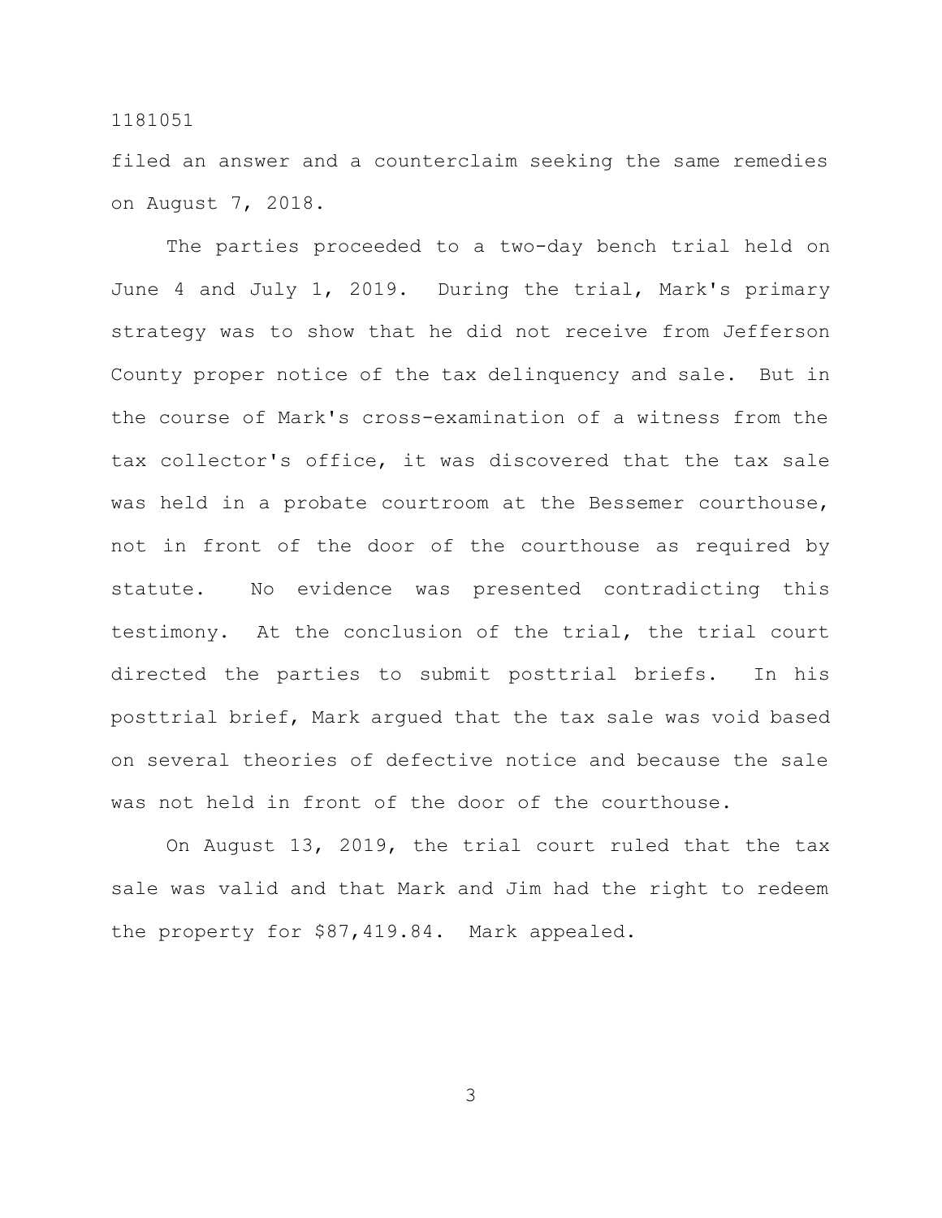filed an answer and a counterclaim seeking the same remedies on August 7, 2018.

The parties proceeded to a two-day bench trial held on June 4 and July 1, 2019. During the trial, Mark's primary strategy was to show that he did not receive from Jefferson County proper notice of the tax delinquency and sale. But in the course of Mark's cross-examination of a witness from the tax collector's office, it was discovered that the tax sale was held in a probate courtroom at the Bessemer courthouse, not in front of the door of the courthouse as required by statute. No evidence was presented contradicting this testimony. At the conclusion of the trial, the trial court directed the parties to submit posttrial briefs. In his posttrial brief, Mark argued that the tax sale was void based on several theories of defective notice and because the sale was not held in front of the door of the courthouse.

On August 13, 2019, the trial court ruled that the tax sale was valid and that Mark and Jim had the right to redeem the property for $87,419.84. Mark appealed.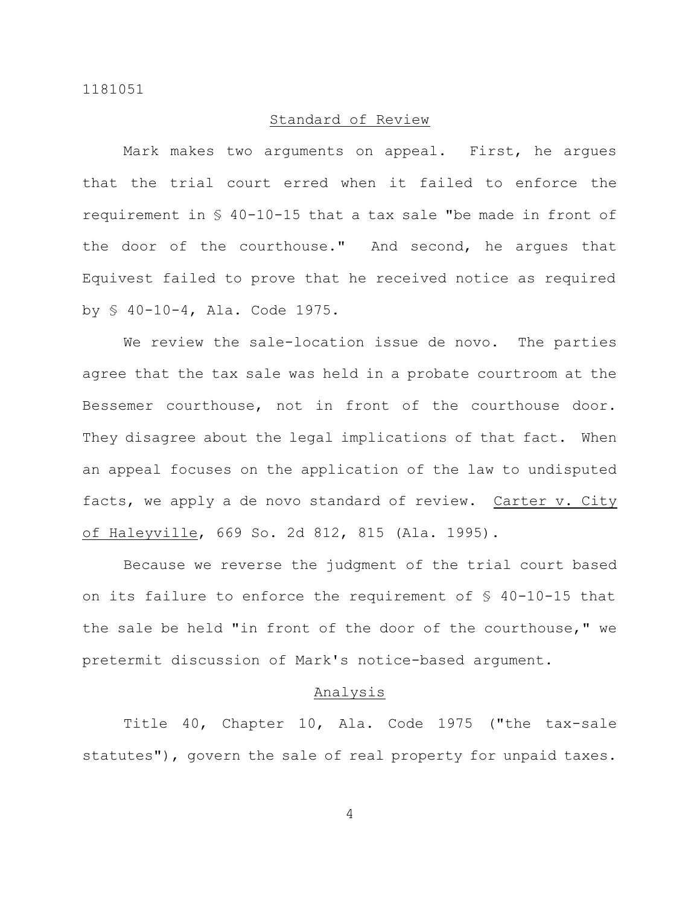## Standard of Review

Mark makes two arguments on appeal. First, he argues that the trial court erred when it failed to enforce the requirement in § 40-10-15 that a tax sale "be made in front of the door of the courthouse." And second, he argues that Equivest failed to prove that he received notice as required by § 40-10-4, Ala. Code 1975.

We review the sale-location issue de novo. The parties agree that the tax sale was held in a probate courtroom at the Bessemer courthouse, not in front of the courthouse door. They disagree about the legal implications of that fact. When an appeal focuses on the application of the law to undisputed facts, we apply a de novo standard of review. Carter v. City of Haleyville, 669 So. 2d 812, 815 (Ala. 1995).

Because we reverse the judgment of the trial court based on its failure to enforce the requirement of § 40-10-15 that the sale be held "in front of the door of the courthouse," we pretermit discussion of Mark's notice-based argument.

## Analysis

Title 40, Chapter 10, Ala. Code 1975 ("the tax-sale statutes"), govern the sale of real property for unpaid taxes.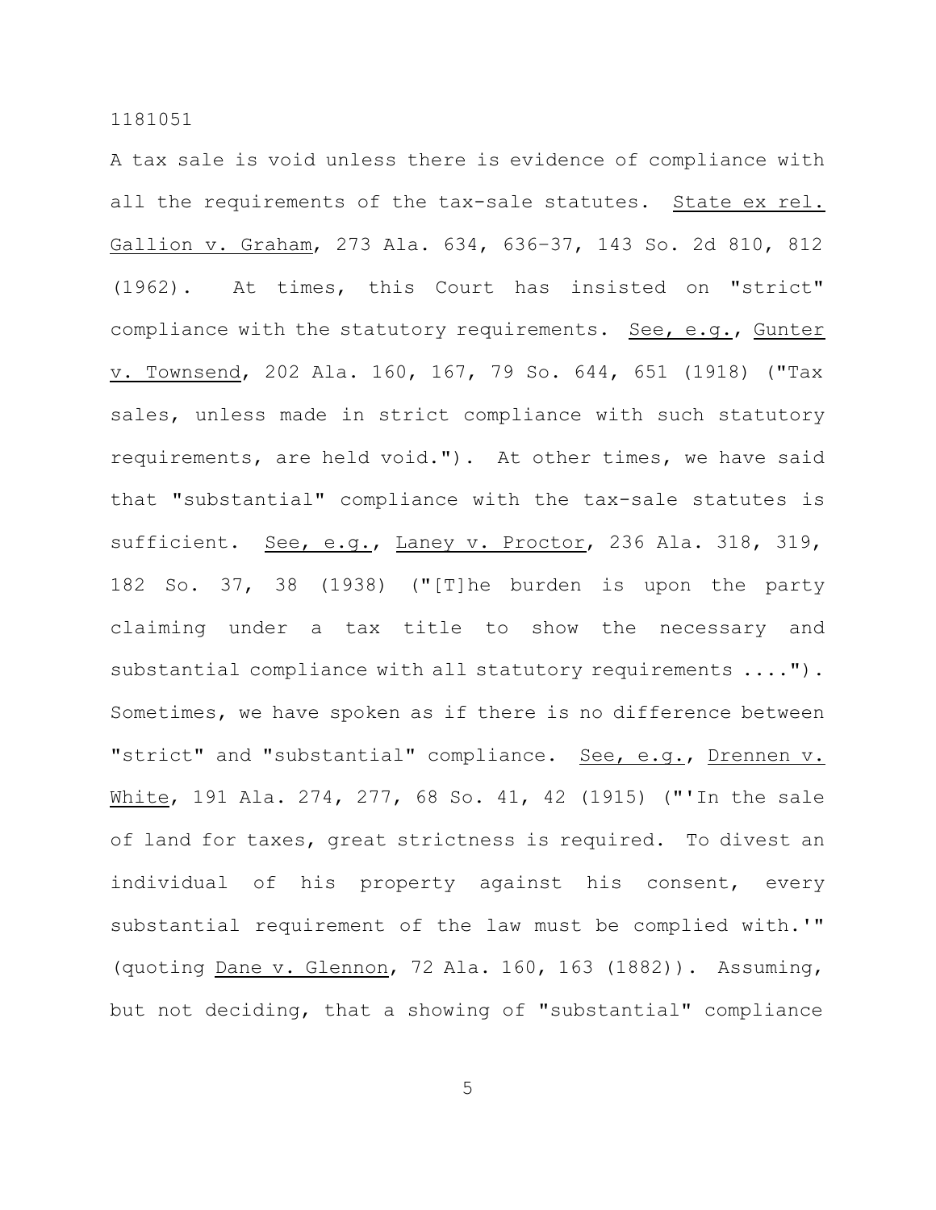A tax sale is void unless there is evidence of compliance with all the requirements of the tax-sale statutes. State ex rel. Gallion v. Graham, 273 Ala. 634, 636–37, 143 So. 2d 810, 812 (1962). At times, this Court has insisted on "strict" compliance with the statutory requirements. See, e.g., Gunter v. Townsend, 202 Ala. 160, 167, 79 So. 644, 651 (1918) ("Tax sales, unless made in strict compliance with such statutory requirements, are held void."). At other times, we have said that "substantial" compliance with the tax-sale statutes is sufficient. See, e.g., Laney v. Proctor, 236 Ala. 318, 319, 182 So. 37, 38 (1938) ("[T]he burden is upon the party claiming under a tax title to show the necessary and substantial compliance with all statutory requirements ...."). Sometimes, we have spoken as if there is no difference between "strict" and "substantial" compliance. See, e.g., Drennen v. White, 191 Ala. 274, 277, 68 So. 41, 42 (1915) ("'In the sale of land for taxes, great strictness is required. To divest an individual of his property against his consent, every substantial requirement of the law must be complied with.'" (quoting Dane v. Glennon, 72 Ala. 160, 163 (1882)). Assuming, but not deciding, that a showing of "substantial" compliance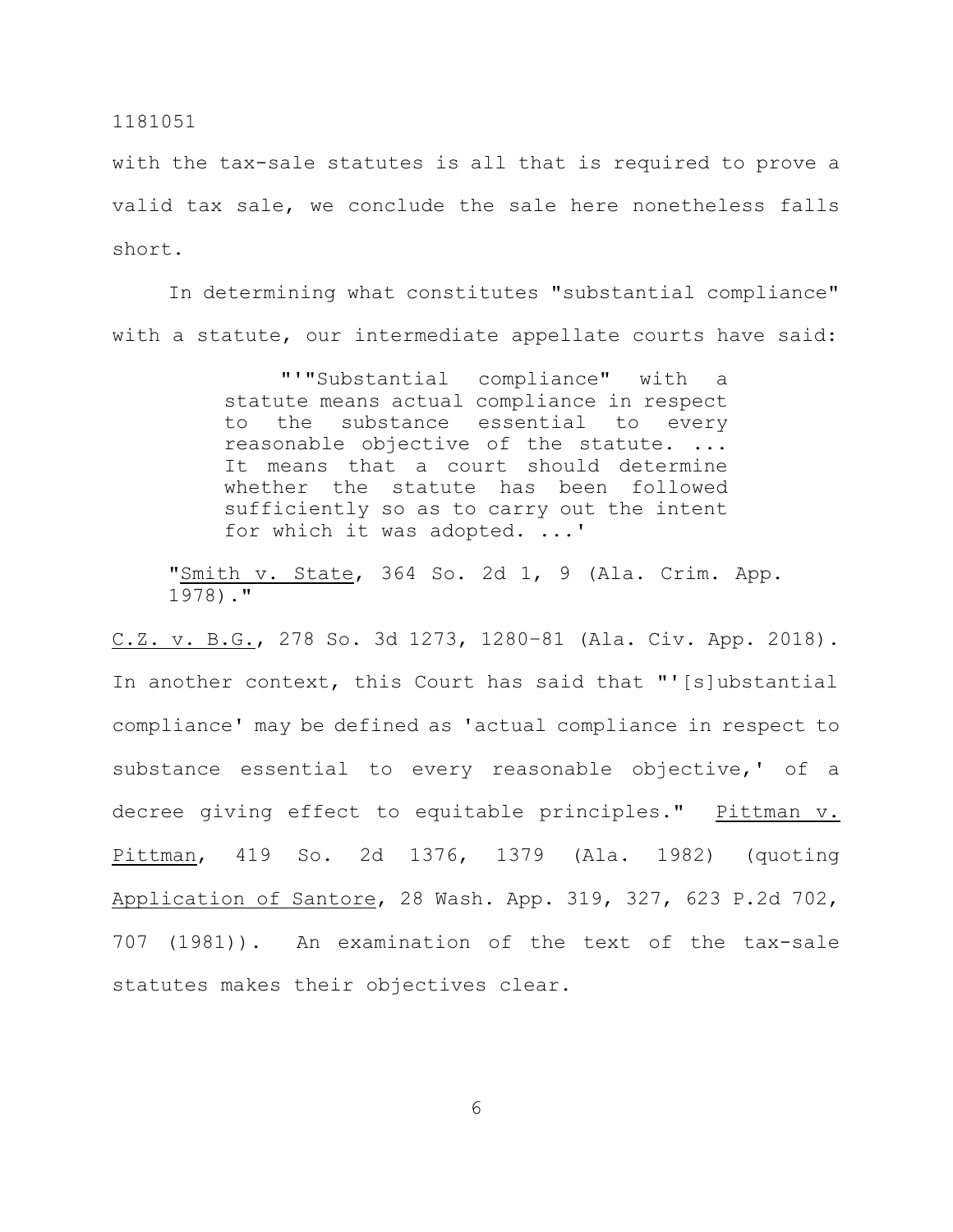with the tax-sale statutes is all that is required to prove a valid tax sale, we conclude the sale here nonetheless falls short.

In determining what constitutes "substantial compliance" with a statute, our intermediate appellate courts have said:

> "'"Substantial compliance" with a statute means actual compliance in respect to the substance essential to every reasonable objective of the statute. ... It means that a court should determine whether the statute has been followed sufficiently so as to carry out the intent for which it was adopted. ...'
>
> "Smith v. State, 364 So. 2d 1, 9 (Ala. Crim. App. 1978)."

C.Z. v. B.G., 278 So. 3d 1273, 1280–81 (Ala. Civ. App. 2018). In another context, this Court has said that "'[s]ubstantial compliance' may be defined as 'actual compliance in respect to substance essential to every reasonable objective,' of a decree giving effect to equitable principles." Pittman v. Pittman, 419 So. 2d 1376, 1379 (Ala. 1982) (quoting Application of Santore, 28 Wash. App. 319, 327, 623 P.2d 702, 707 (1981)). An examination of the text of the tax-sale statutes makes their objectives clear.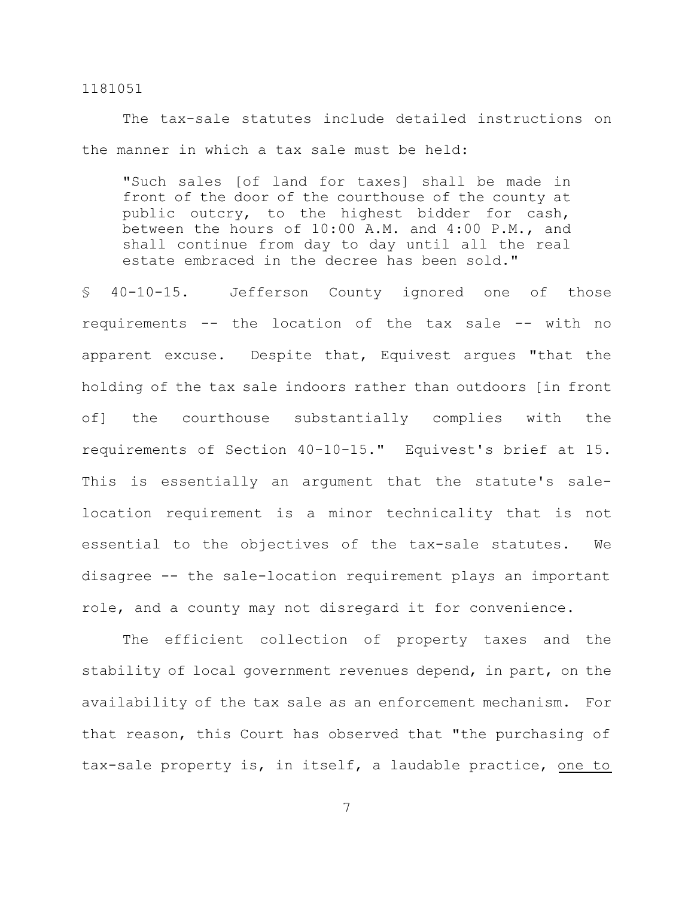The tax-sale statutes include detailed instructions on the manner in which a tax sale must be held:

> "Such sales [of land for taxes] shall be made in front of the door of the courthouse of the county at public outcry, to the highest bidder for cash, between the hours of 10:00 A.M. and 4:00 P.M., and shall continue from day to day until all the real estate embraced in the decree has been sold."

§ 40-10-15. Jefferson County ignored one of those requirements -- the location of the tax sale -- with no apparent excuse. Despite that, Equivest argues "that the holding of the tax sale indoors rather than outdoors [in front of] the courthouse substantially complies with the requirements of Section 40-10-15." Equivest's brief at 15. This is essentially an argument that the statute's sale-location requirement is a minor technicality that is not essential to the objectives of the tax-sale statutes. We disagree -- the sale-location requirement plays an important role, and a county may not disregard it for convenience.

The efficient collection of property taxes and the stability of local government revenues depend, in part, on the availability of the tax sale as an enforcement mechanism. For that reason, this Court has observed that "the purchasing of tax-sale property is, in itself, a laudable practice, <u>one to</u>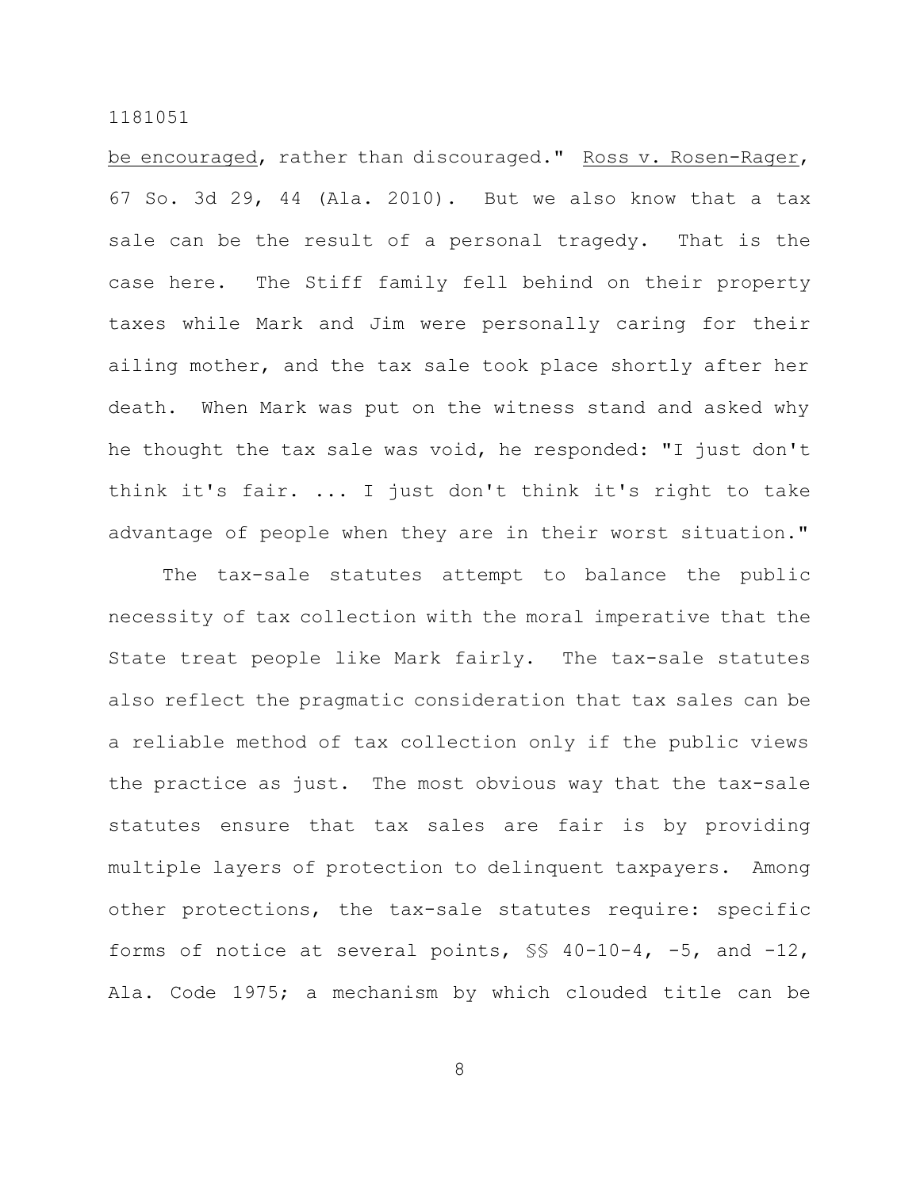be encouraged, rather than discouraged." Ross v. Rosen-Rager, 67 So. 3d 29, 44 (Ala. 2010). But we also know that a tax sale can be the result of a personal tragedy. That is the case here. The Stiff family fell behind on their property taxes while Mark and Jim were personally caring for their ailing mother, and the tax sale took place shortly after her death. When Mark was put on the witness stand and asked why he thought the tax sale was void, he responded: "I just don't think it's fair. ... I just don't think it's right to take advantage of people when they are in their worst situation."

The tax-sale statutes attempt to balance the public necessity of tax collection with the moral imperative that the State treat people like Mark fairly. The tax-sale statutes also reflect the pragmatic consideration that tax sales can be a reliable method of tax collection only if the public views the practice as just. The most obvious way that the tax-sale statutes ensure that tax sales are fair is by providing multiple layers of protection to delinquent taxpayers. Among other protections, the tax-sale statutes require: specific forms of notice at several points, §§ 40-10-4, -5, and -12, Ala. Code 1975; a mechanism by which clouded title can be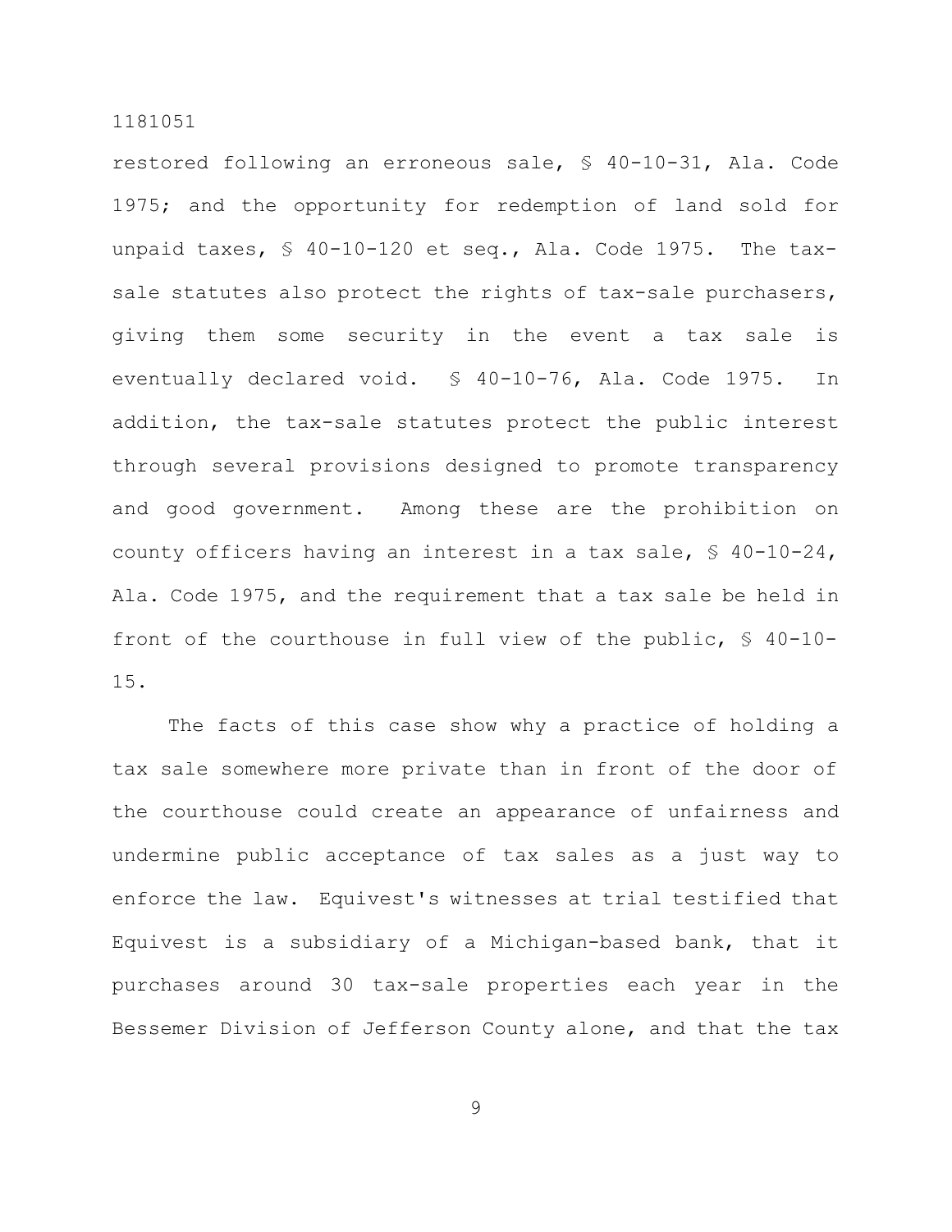restored following an erroneous sale, § 40-10-31, Ala. Code 1975; and the opportunity for redemption of land sold for unpaid taxes, § 40-10-120 et seq., Ala. Code 1975. The tax-sale statutes also protect the rights of tax-sale purchasers, giving them some security in the event a tax sale is eventually declared void. § 40-10-76, Ala. Code 1975. In addition, the tax-sale statutes protect the public interest through several provisions designed to promote transparency and good government. Among these are the prohibition on county officers having an interest in a tax sale, § 40-10-24, Ala. Code 1975, and the requirement that a tax sale be held in front of the courthouse in full view of the public, § 40-10-15.

The facts of this case show why a practice of holding a tax sale somewhere more private than in front of the door of the courthouse could create an appearance of unfairness and undermine public acceptance of tax sales as a just way to enforce the law. Equivest's witnesses at trial testified that Equivest is a subsidiary of a Michigan-based bank, that it purchases around 30 tax-sale properties each year in the Bessemer Division of Jefferson County alone, and that the tax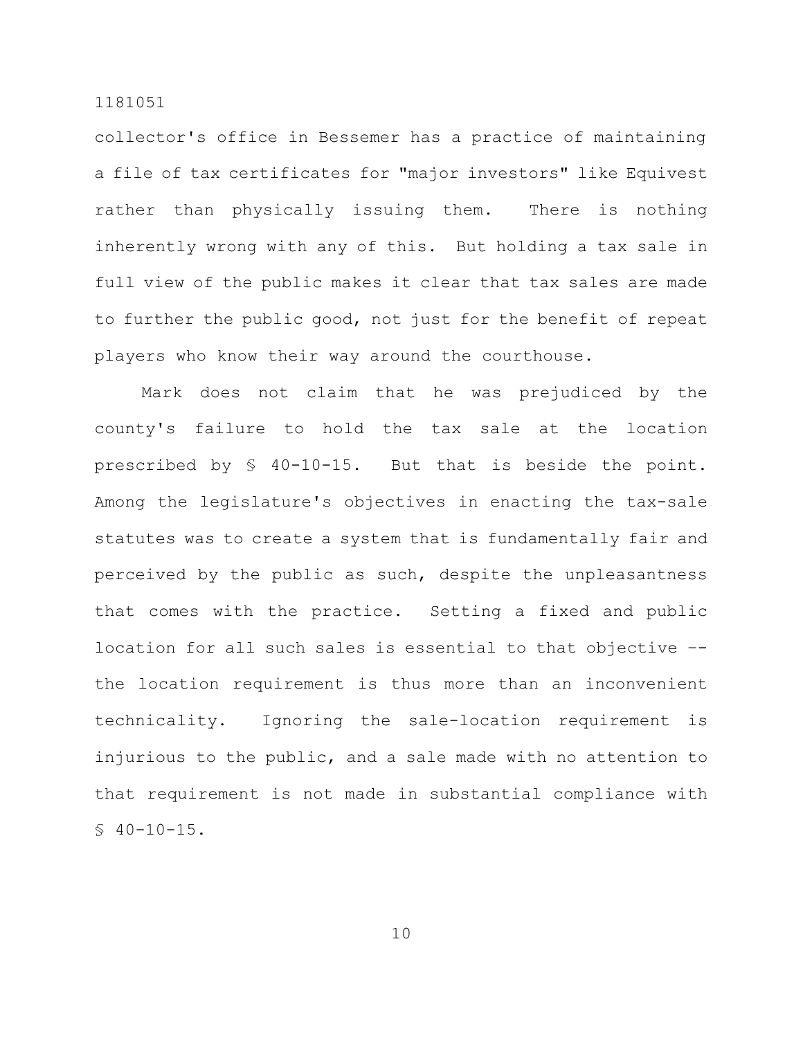collector's office in Bessemer has a practice of maintaining a file of tax certificates for "major investors" like Equivest rather than physically issuing them. There is nothing inherently wrong with any of this. But holding a tax sale in full view of the public makes it clear that tax sales are made to further the public good, not just for the benefit of repeat players who know their way around the courthouse.

Mark does not claim that he was prejudiced by the county's failure to hold the tax sale at the location prescribed by § 40-10-15. But that is beside the point. Among the legislature's objectives in enacting the tax-sale statutes was to create a system that is fundamentally fair and perceived by the public as such, despite the unpleasantness that comes with the practice. Setting a fixed and public location for all such sales is essential to that objective -- the location requirement is thus more than an inconvenient technicality. Ignoring the sale-location requirement is injurious to the public, and a sale made with no attention to that requirement is not made in substantial compliance with § 40-10-15.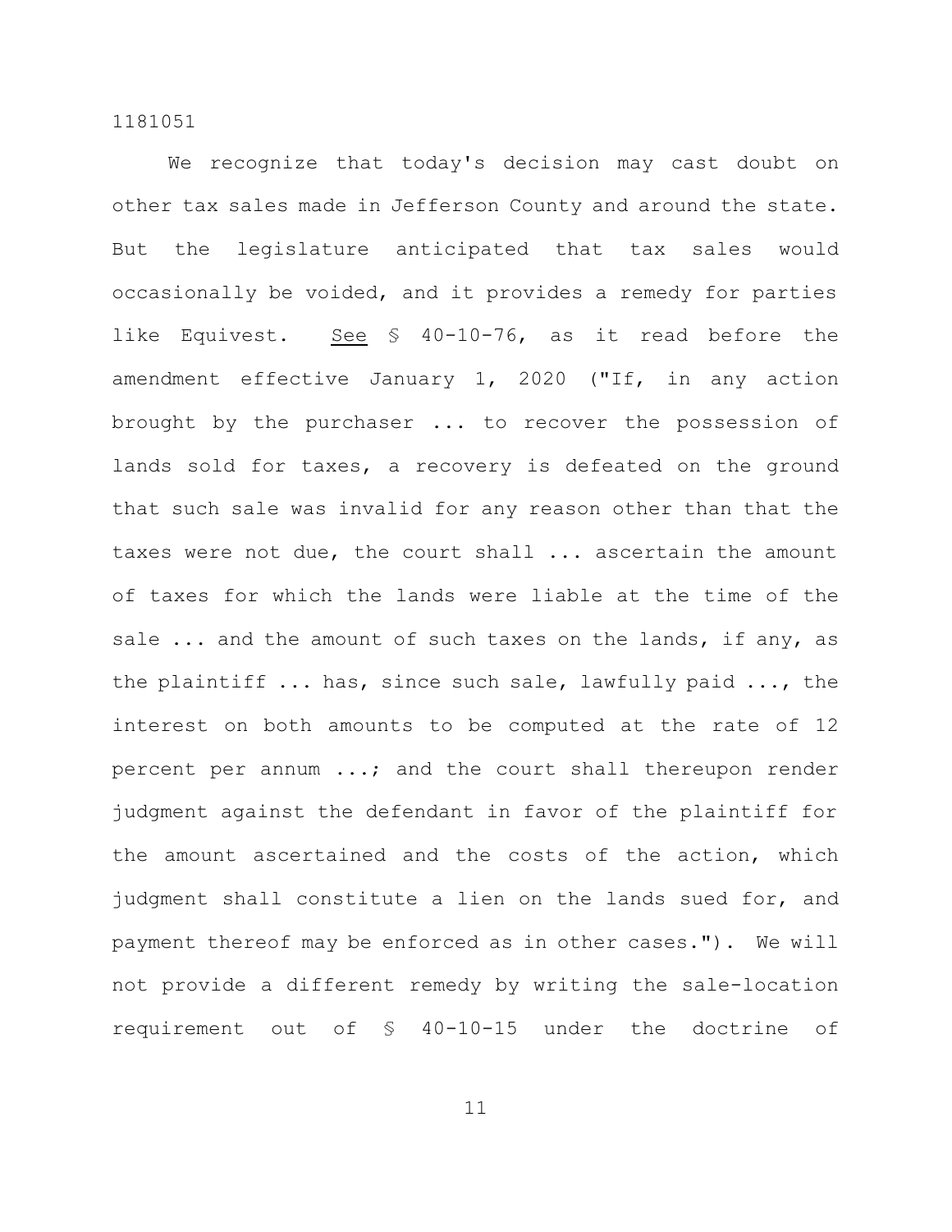We recognize that today's decision may cast doubt on other tax sales made in Jefferson County and around the state. But the legislature anticipated that tax sales would occasionally be voided, and it provides a remedy for parties like Equivest. _See_ § 40-10-76, as it read before the amendment effective January 1, 2020 ("If, in any action brought by the purchaser ... to recover the possession of lands sold for taxes, a recovery is defeated on the ground that such sale was invalid for any reason other than that the taxes were not due, the court shall ... ascertain the amount of taxes for which the lands were liable at the time of the sale ... and the amount of such taxes on the lands, if any, as the plaintiff ... has, since such sale, lawfully paid ..., the interest on both amounts to be computed at the rate of 12 percent per annum ...; and the court shall thereupon render judgment against the defendant in favor of the plaintiff for the amount ascertained and the costs of the action, which judgment shall constitute a lien on the lands sued for, and payment thereof may be enforced as in other cases."). We will not provide a different remedy by writing the sale-location requirement out of § 40-10-15 under the doctrine of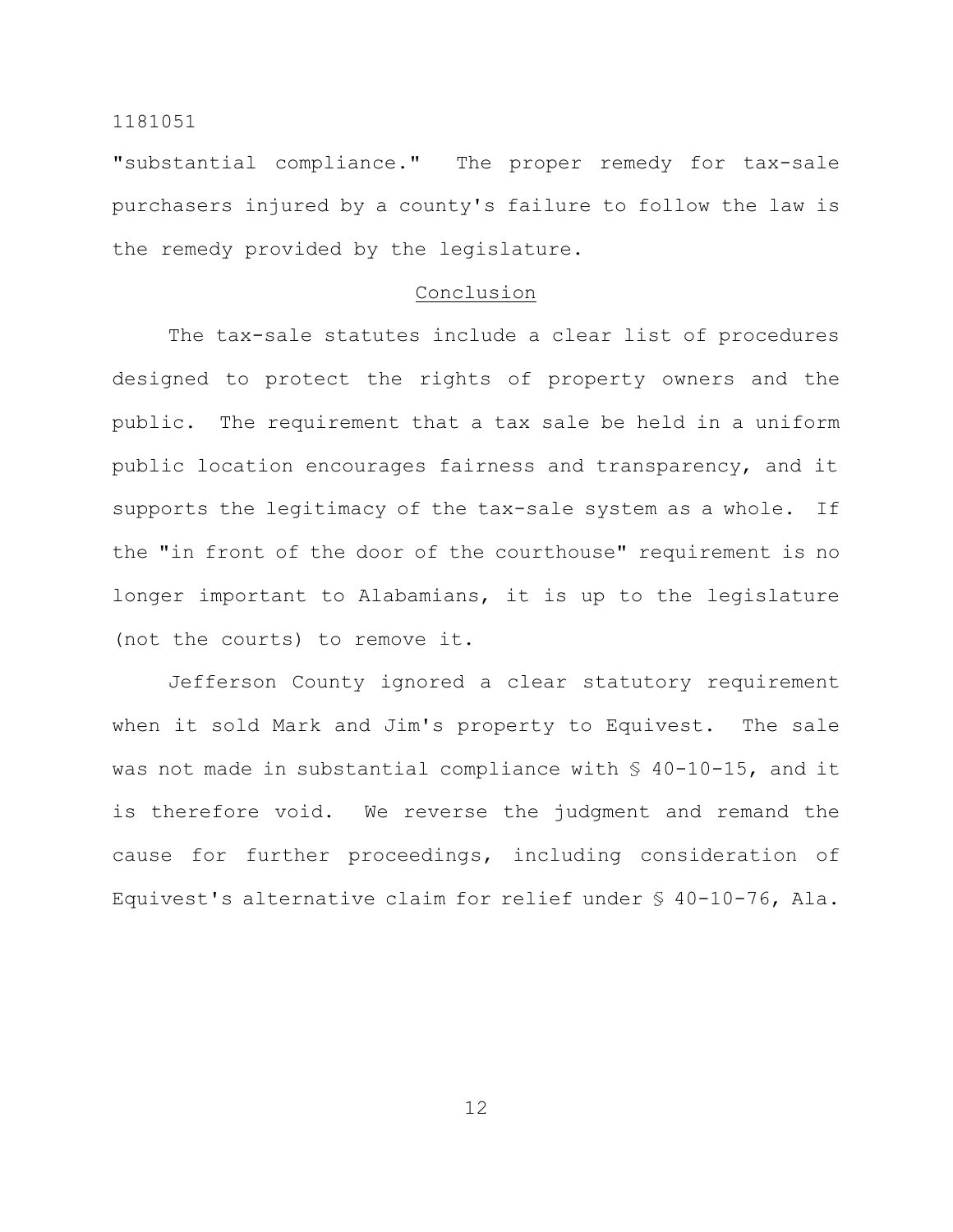"substantial compliance." The proper remedy for tax-sale purchasers injured by a county's failure to follow the law is the remedy provided by the legislature.

## Conclusion

The tax-sale statutes include a clear list of procedures designed to protect the rights of property owners and the public. The requirement that a tax sale be held in a uniform public location encourages fairness and transparency, and it supports the legitimacy of the tax-sale system as a whole. If the "in front of the door of the courthouse" requirement is no longer important to Alabamians, it is up to the legislature (not the courts) to remove it.

Jefferson County ignored a clear statutory requirement when it sold Mark and Jim's property to Equivest. The sale was not made in substantial compliance with § 40-10-15, and it is therefore void. We reverse the judgment and remand the cause for further proceedings, including consideration of Equivest's alternative claim for relief under § 40-10-76, Ala.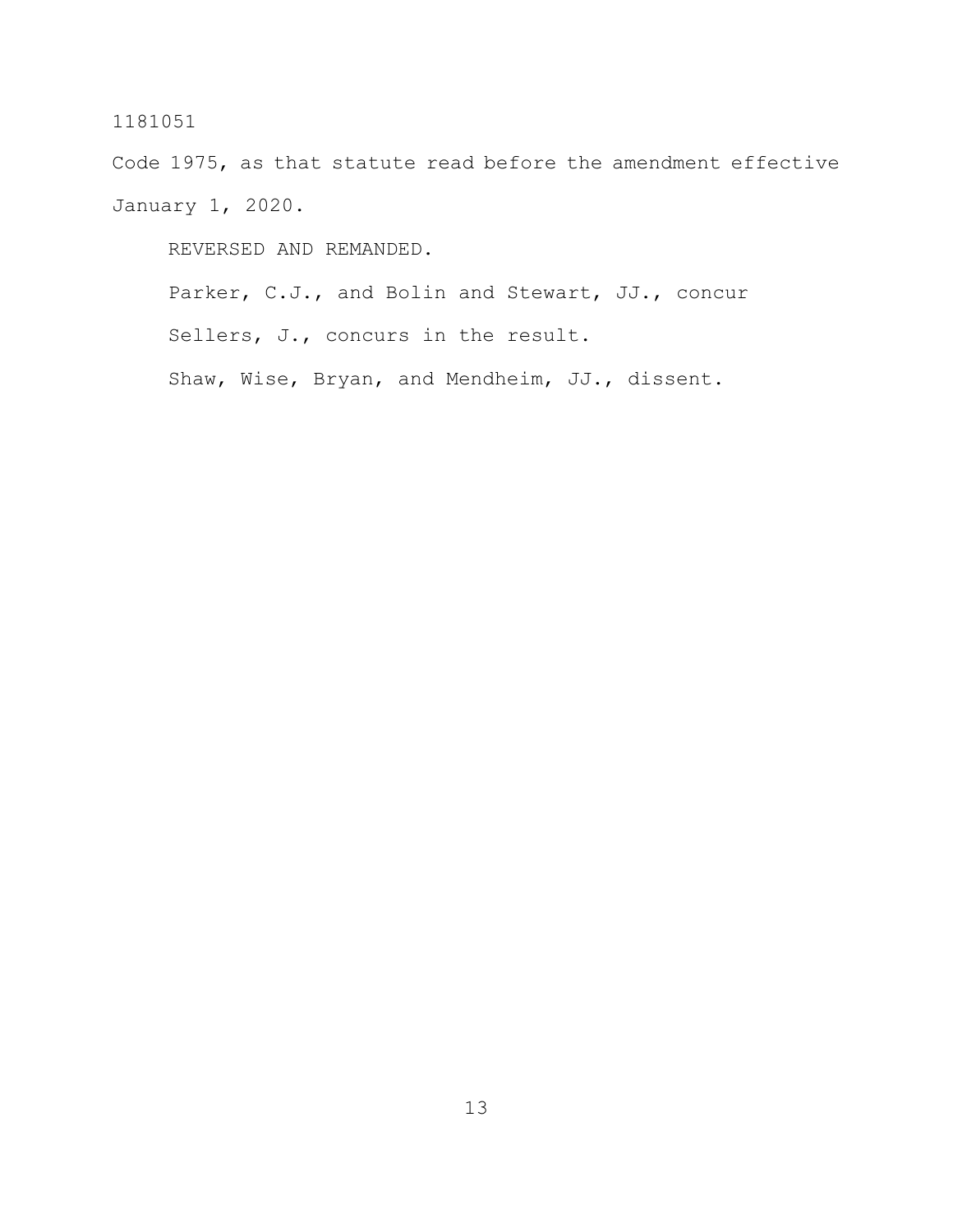Code 1975, as that statute read before the amendment effective January 1, 2020.

REVERSED AND REMANDED.

Parker, C.J., and Bolin and Stewart, JJ., concur

Sellers, J., concurs in the result.

Shaw, Wise, Bryan, and Mendheim, JJ., dissent.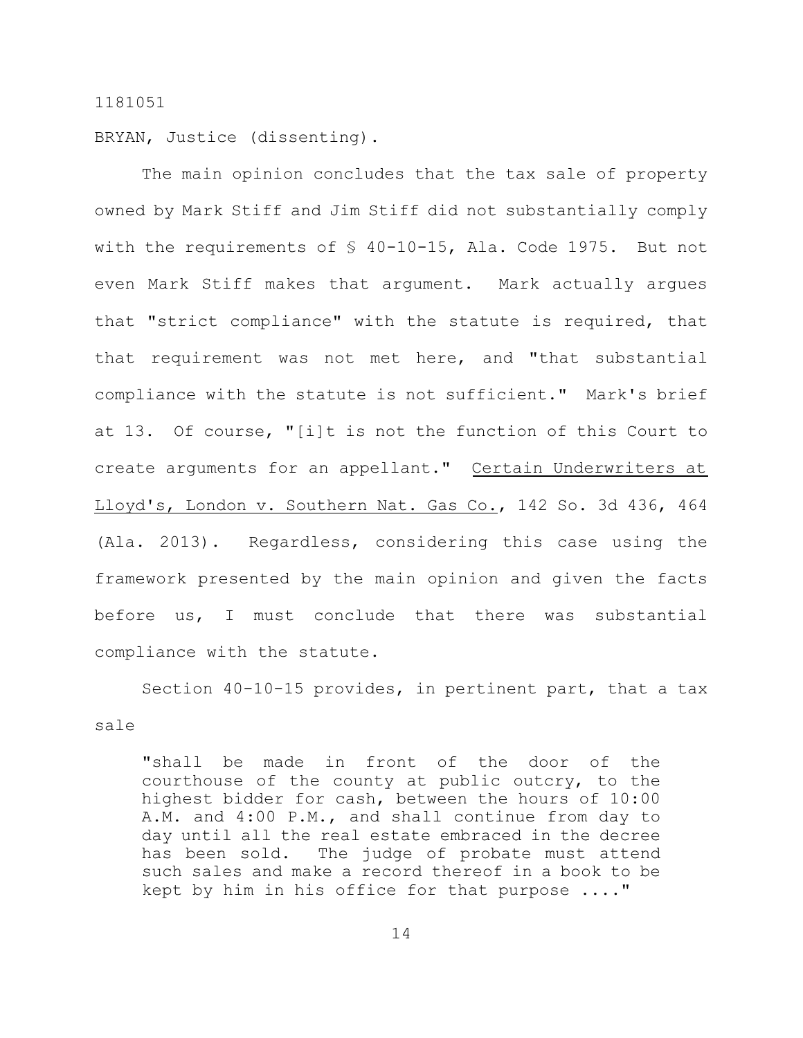1181051

BRYAN, Justice (dissenting).

The main opinion concludes that the tax sale of property owned by Mark Stiff and Jim Stiff did not substantially comply with the requirements of § 40-10-15, Ala. Code 1975. But not even Mark Stiff makes that argument. Mark actually argues that "strict compliance" with the statute is required, that that requirement was not met here, and "that substantial compliance with the statute is not sufficient." Mark's brief at 13. Of course, "[i]t is not the function of this Court to create arguments for an appellant." Certain Underwriters at Lloyd's, London v. Southern Nat. Gas Co., 142 So. 3d 436, 464 (Ala. 2013). Regardless, considering this case using the framework presented by the main opinion and given the facts before us, I must conclude that there was substantial compliance with the statute.

Section 40-10-15 provides, in pertinent part, that a tax sale

> "shall be made in front of the door of the courthouse of the county at public outcry, to the highest bidder for cash, between the hours of 10:00 A.M. and 4:00 P.M., and shall continue from day to day until all the real estate embraced in the decree has been sold. The judge of probate must attend such sales and make a record thereof in a book to be kept by him in his office for that purpose ...."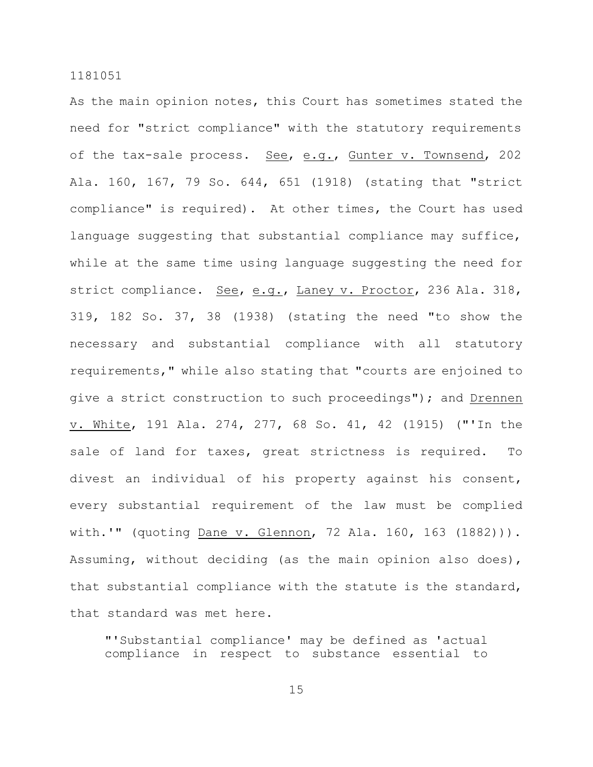As the main opinion notes, this Court has sometimes stated the need for "strict compliance" with the statutory requirements of the tax-sale process. See, e.g., Gunter v. Townsend, 202 Ala. 160, 167, 79 So. 644, 651 (1918) (stating that "strict compliance" is required). At other times, the Court has used language suggesting that substantial compliance may suffice, while at the same time using language suggesting the need for strict compliance. See, e.g., Laney v. Proctor, 236 Ala. 318, 319, 182 So. 37, 38 (1938) (stating the need "to show the necessary and substantial compliance with all statutory requirements," while also stating that "courts are enjoined to give a strict construction to such proceedings"); and Drennen v. White, 191 Ala. 274, 277, 68 So. 41, 42 (1915) ("'In the sale of land for taxes, great strictness is required. To divest an individual of his property against his consent, every substantial requirement of the law must be complied with.'" (quoting Dane v. Glennon, 72 Ala. 160, 163 (1882))). Assuming, without deciding (as the main opinion also does), that substantial compliance with the statute is the standard, that standard was met here.

> "'Substantial compliance' may be defined as 'actual compliance in respect to substance essential to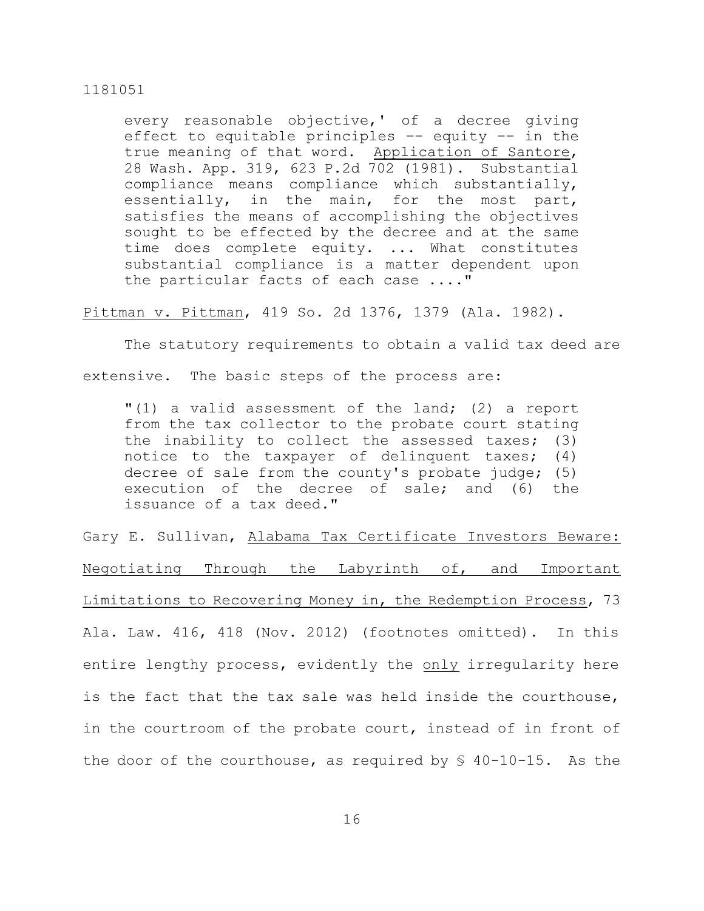> every reasonable objective,' of a decree giving effect to equitable principles -- equity -- in the true meaning of that word. Application of Santore, 28 Wash. App. 319, 623 P.2d 702 (1981). Substantial compliance means compliance which substantially, essentially, in the main, for the most part, satisfies the means of accomplishing the objectives sought to be effected by the decree and at the same time does complete equity. ... What constitutes substantial compliance is a matter dependent upon the particular facts of each case ...."

Pittman v. Pittman, 419 So. 2d 1376, 1379 (Ala. 1982).

The statutory requirements to obtain a valid tax deed are extensive. The basic steps of the process are:

> "(1) a valid assessment of the land; (2) a report from the tax collector to the probate court stating the inability to collect the assessed taxes; (3) notice to the taxpayer of delinquent taxes; (4) decree of sale from the county's probate judge; (5) execution of the decree of sale; and (6) the issuance of a tax deed."

Gary E. Sullivan, Alabama Tax Certificate Investors Beware: Negotiating Through the Labyrinth of, and Important Limitations to Recovering Money in, the Redemption Process, 73 Ala. Law. 416, 418 (Nov. 2012) (footnotes omitted). In this entire lengthy process, evidently the only irregularity here is the fact that the tax sale was held inside the courthouse, in the courtroom of the probate court, instead of in front of the door of the courthouse, as required by § 40-10-15. As the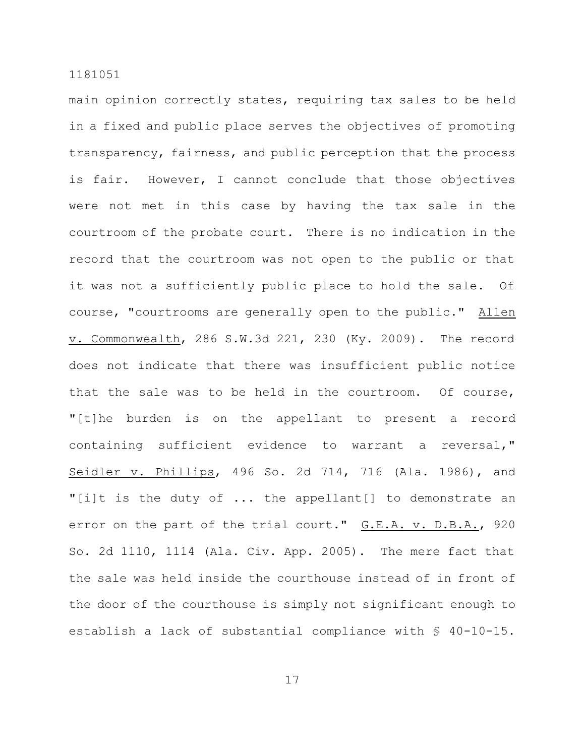main opinion correctly states, requiring tax sales to be held in a fixed and public place serves the objectives of promoting transparency, fairness, and public perception that the process is fair. However, I cannot conclude that those objectives were not met in this case by having the tax sale in the courtroom of the probate court. There is no indication in the record that the courtroom was not open to the public or that it was not a sufficiently public place to hold the sale. Of course, "courtrooms are generally open to the public." Allen v. Commonwealth, 286 S.W.3d 221, 230 (Ky. 2009). The record does not indicate that there was insufficient public notice that the sale was to be held in the courtroom. Of course, "[t]he burden is on the appellant to present a record containing sufficient evidence to warrant a reversal," Seidler v. Phillips, 496 So. 2d 714, 716 (Ala. 1986), and "[i]t is the duty of ... the appellant[] to demonstrate an error on the part of the trial court." G.E.A. v. D.B.A., 920 So. 2d 1110, 1114 (Ala. Civ. App. 2005). The mere fact that the sale was held inside the courthouse instead of in front of the door of the courthouse is simply not significant enough to establish a lack of substantial compliance with § 40-10-15.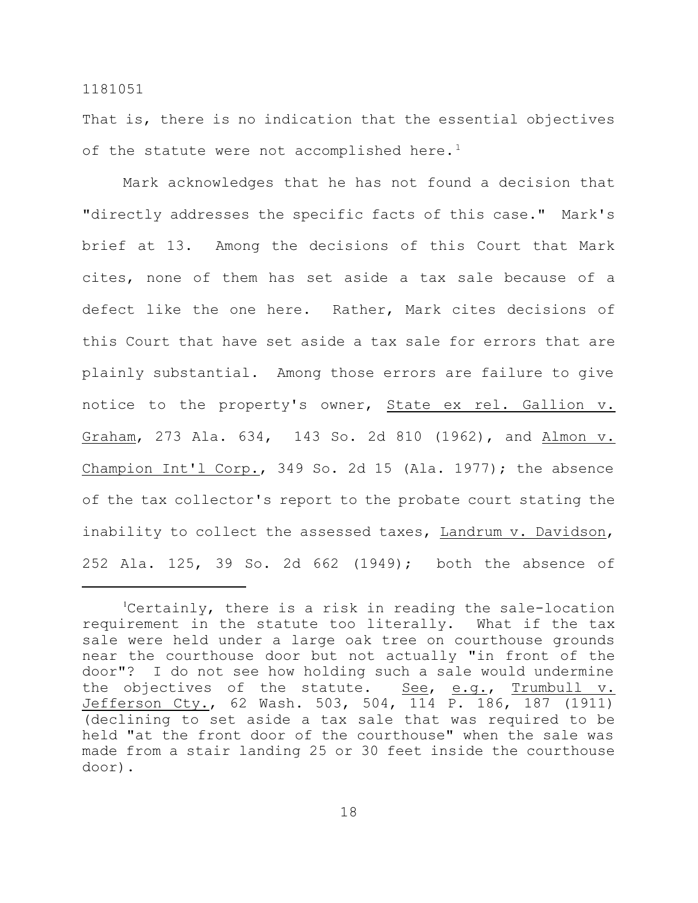That is, there is no indication that the essential objectives of the statute were not accomplished here.[1]

Mark acknowledges that he has not found a decision that "directly addresses the specific facts of this case." Mark's brief at 13. Among the decisions of this Court that Mark cites, none of them has set aside a tax sale because of a defect like the one here. Rather, Mark cites decisions of this Court that have set aside a tax sale for errors that are plainly substantial. Among those errors are failure to give notice to the property's owner, State ex rel. Gallion v. Graham, 273 Ala. 634, 143 So. 2d 810 (1962), and Almon v. Champion Int'l Corp., 349 So. 2d 15 (Ala. 1977); the absence of the tax collector's report to the probate court stating the inability to collect the assessed taxes, Landrum v. Davidson, 252 Ala. 125, 39 So. 2d 662 (1949); both the absence of

---

[1]Certainly, there is a risk in reading the sale-location requirement in the statute too literally. What if the tax sale were held under a large oak tree on courthouse grounds near the courthouse door but not actually "in front of the door"? I do not see how holding such a sale would undermine the objectives of the statute. See, e.g., Trumbull v. Jefferson Cty., 62 Wash. 503, 504, 114 P. 186, 187 (1911) (declining to set aside a tax sale that was required to be held "at the front door of the courthouse" when the sale was made from a stair landing 25 or 30 feet inside the courthouse door).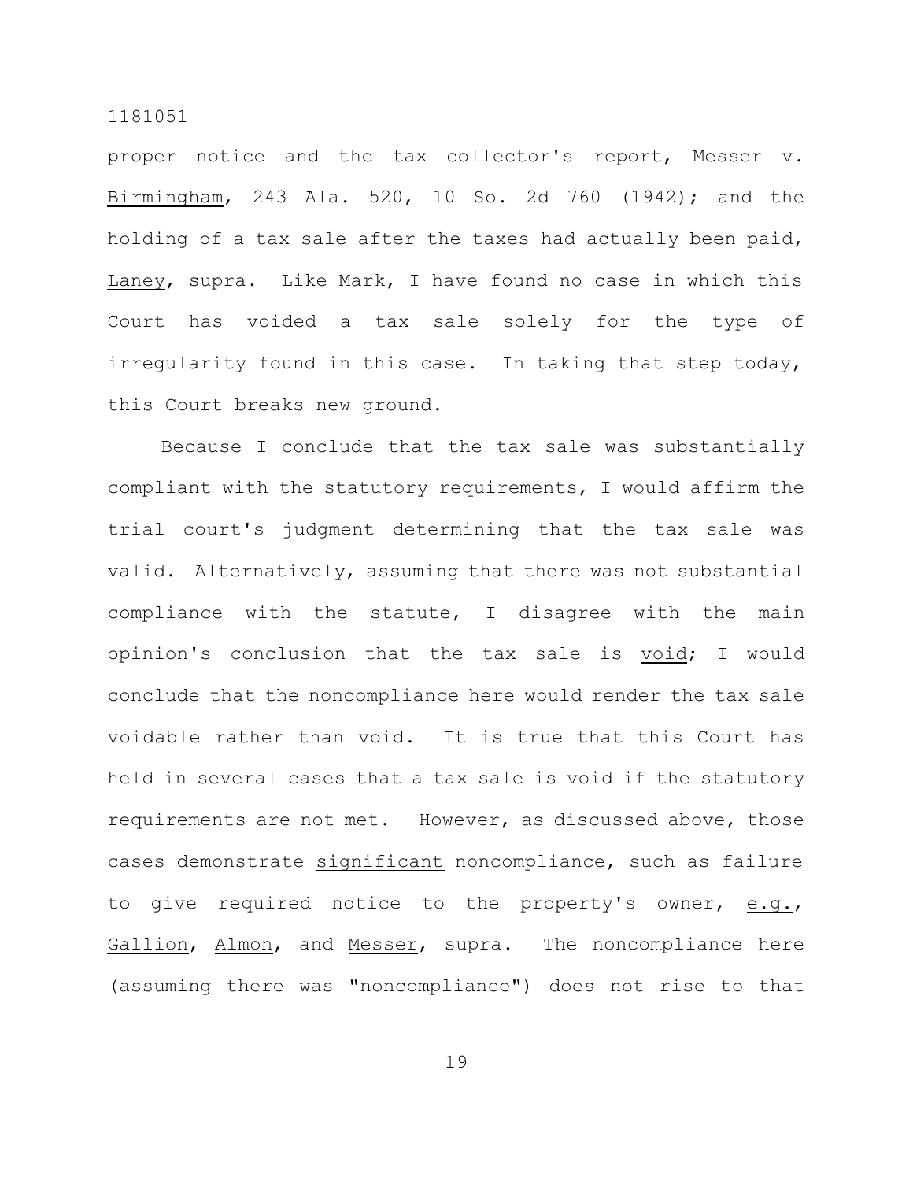proper notice and the tax collector's report, Messer v. Birmingham, 243 Ala. 520, 10 So. 2d 760 (1942); and the holding of a tax sale after the taxes had actually been paid, Laney, supra. Like Mark, I have found no case in which this Court has voided a tax sale solely for the type of irregularity found in this case. In taking that step today, this Court breaks new ground.

Because I conclude that the tax sale was substantially compliant with the statutory requirements, I would affirm the trial court's judgment determining that the tax sale was valid. Alternatively, assuming that there was not substantial compliance with the statute, I disagree with the main opinion's conclusion that the tax sale is *void*; I would conclude that the noncompliance here would render the tax sale *voidable* rather than void. It is true that this Court has held in several cases that a tax sale is void if the statutory requirements are not met. However, as discussed above, those cases demonstrate *significant* noncompliance, such as failure to give required notice to the property's owner, *e.g.*, Gallion, Almon, and Messer, supra. The noncompliance here (assuming there was "noncompliance") does not rise to that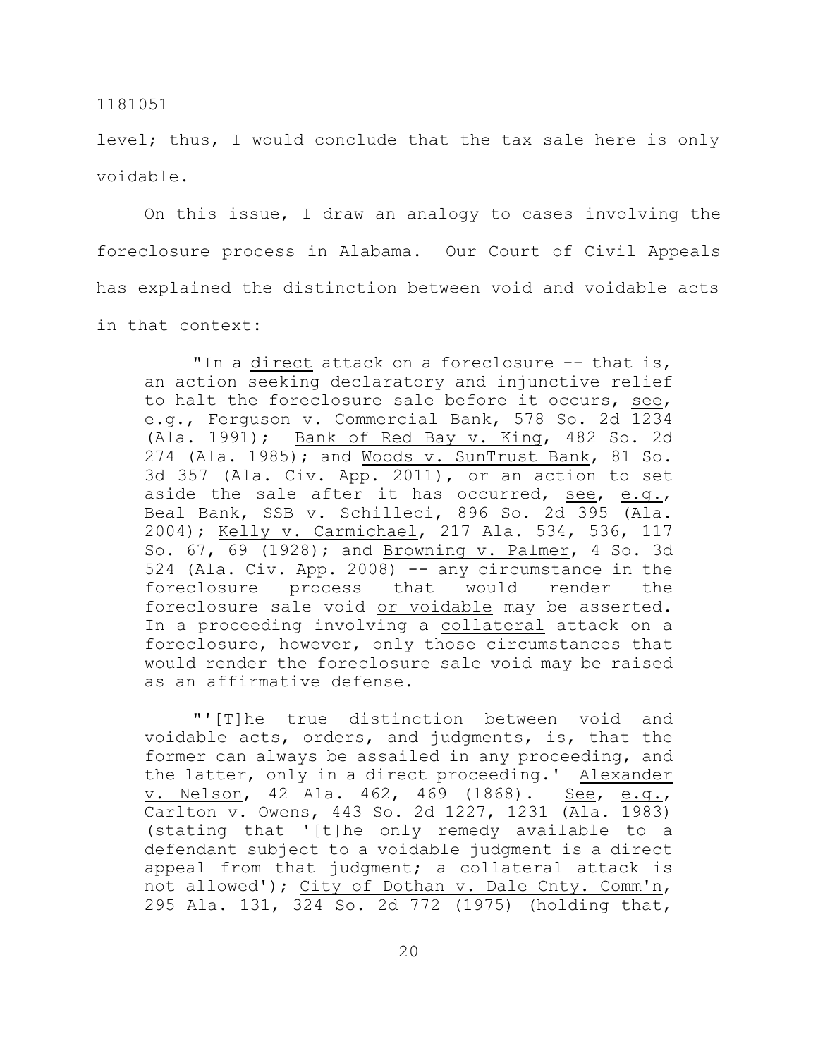level; thus, I would conclude that the tax sale here is only voidable.

On this issue, I draw an analogy to cases involving the foreclosure process in Alabama. Our Court of Civil Appeals has explained the distinction between void and voidable acts in that context:

> "In a direct attack on a foreclosure -– that is, an action seeking declaratory and injunctive relief to halt the foreclosure sale before it occurs, see, e.g., Ferguson v. Commercial Bank, 578 So. 2d 1234 (Ala. 1991); Bank of Red Bay v. King, 482 So. 2d 274 (Ala. 1985); and Woods v. SunTrust Bank, 81 So. 3d 357 (Ala. Civ. App. 2011), or an action to set aside the sale after it has occurred, see, e.g., Beal Bank, SSB v. Schilleci, 896 So. 2d 395 (Ala. 2004); Kelly v. Carmichael, 217 Ala. 534, 536, 117 So. 67, 69 (1928); and Browning v. Palmer, 4 So. 3d 524 (Ala. Civ. App. 2008) -- any circumstance in the foreclosure process that would render the foreclosure sale void or voidable may be asserted. In a proceeding involving a collateral attack on a foreclosure, however, only those circumstances that would render the foreclosure sale void may be raised as an affirmative defense.
>
> "'[T]he true distinction between void and voidable acts, orders, and judgments, is, that the former can always be assailed in any proceeding, and the latter, only in a direct proceeding.' Alexander v. Nelson, 42 Ala. 462, 469 (1868). See, e.g., Carlton v. Owens, 443 So. 2d 1227, 1231 (Ala. 1983) (stating that '[t]he only remedy available to a defendant subject to a voidable judgment is a direct appeal from that judgment; a collateral attack is not allowed'); City of Dothan v. Dale Cnty. Comm'n, 295 Ala. 131, 324 So. 2d 772 (1975) (holding that,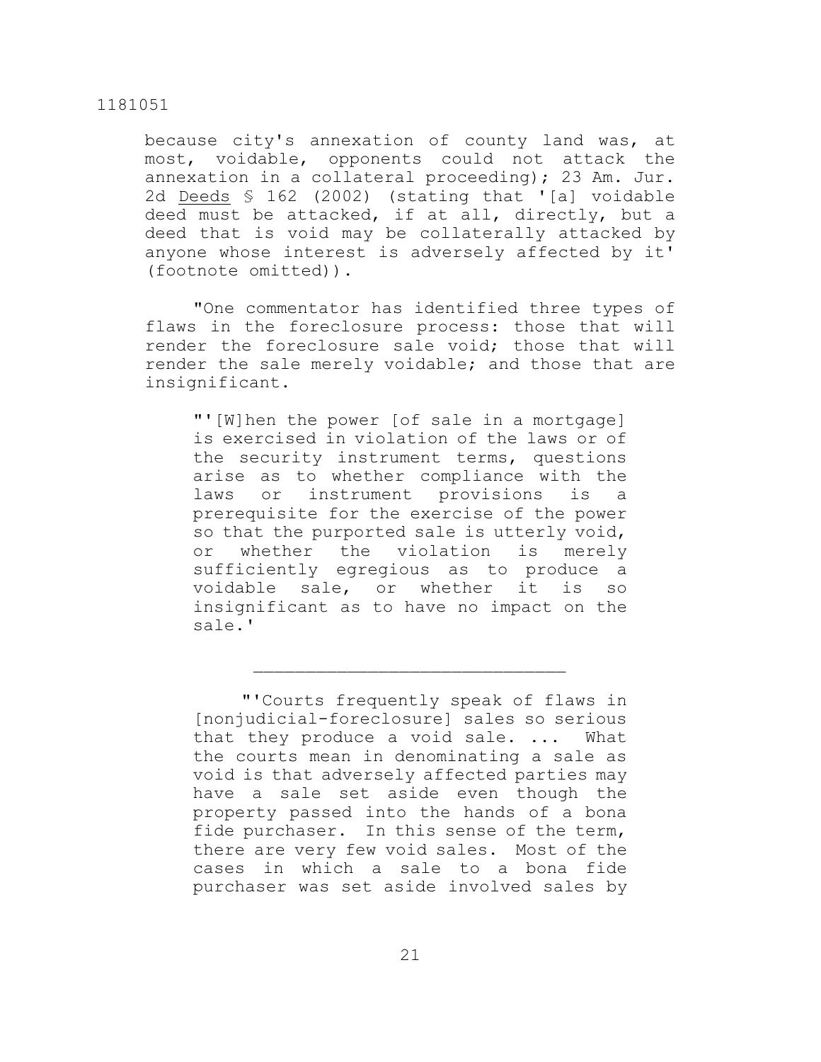because city's annexation of county land was, at most, voidable, opponents could not attack the annexation in a collateral proceeding); 23 Am. Jur. 2d Deeds § 162 (2002) (stating that '[a] voidable deed must be attacked, if at all, directly, but a deed that is void may be collaterally attacked by anyone whose interest is adversely affected by it' (footnote omitted)).

"One commentator has identified three types of flaws in the foreclosure process: those that will render the foreclosure sale void; those that will render the sale merely voidable; and those that are insignificant.

> "'[W]hen the power [of sale in a mortgage] is exercised in violation of the laws or of the security instrument terms, questions arise as to whether compliance with the laws or instrument provisions is a prerequisite for the exercise of the power so that the purported sale is utterly void, or whether the violation is merely sufficiently egregious as to produce a voidable sale, or whether it is so insignificant as to have no impact on the sale.'
>
> ______________________________
>
> "'Courts frequently speak of flaws in [nonjudicial-foreclosure] sales so serious that they produce a void sale. ... What the courts mean in denominating a sale as void is that adversely affected parties may have a sale set aside even though the property passed into the hands of a bona fide purchaser. In this sense of the term, there are very few void sales. Most of the cases in which a sale to a bona fide purchaser was set aside involved sales by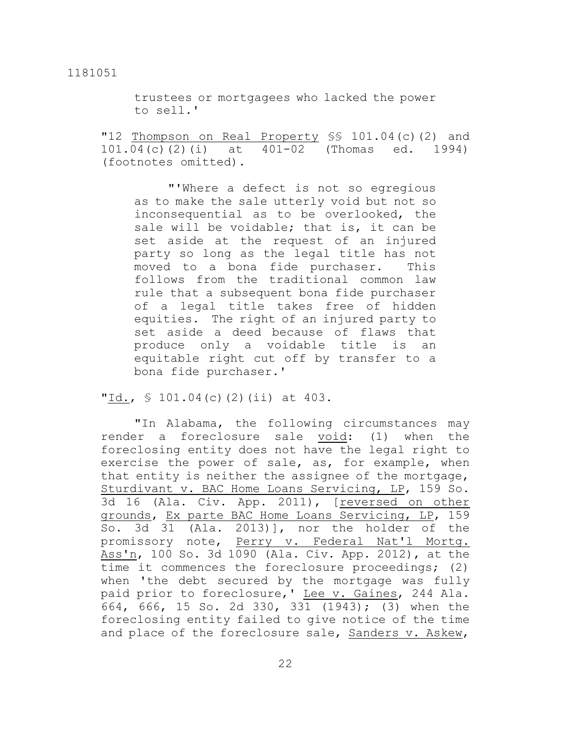trustees or mortgagees who lacked the power to sell.'

"12 Thompson on Real Property §§ 101.04(c)(2) and 101.04(c)(2)(i) at 401-02 (Thomas ed. 1994) (footnotes omitted).

> "'Where a defect is not so egregious as to make the sale utterly void but not so inconsequential as to be overlooked, the sale will be voidable; that is, it can be set aside at the request of an injured party so long as the legal title has not moved to a bona fide purchaser. This follows from the traditional common law rule that a subsequent bona fide purchaser of a legal title takes free of hidden equities. The right of an injured party to set aside a deed because of flaws that produce only a voidable title is an equitable right cut off by transfer to a bona fide purchaser.'

"Id., § 101.04(c)(2)(ii) at 403.

"In Alabama, the following circumstances may render a foreclosure sale void: (1) when the foreclosing entity does not have the legal right to exercise the power of sale, as, for example, when that entity is neither the assignee of the mortgage, Sturdivant v. BAC Home Loans Servicing, LP, 159 So. 3d 16 (Ala. Civ. App. 2011), [reversed on other grounds, Ex parte BAC Home Loans Servicing, LP, 159 So. 3d 31 (Ala. 2013)], nor the holder of the promissory note, Perry v. Federal Nat'l Mortg. Ass'n, 100 So. 3d 1090 (Ala. Civ. App. 2012), at the time it commences the foreclosure proceedings; (2) when 'the debt secured by the mortgage was fully paid prior to foreclosure,' Lee v. Gaines, 244 Ala. 664, 666, 15 So. 2d 330, 331 (1943); (3) when the foreclosing entity failed to give notice of the time and place of the foreclosure sale, Sanders v. Askew,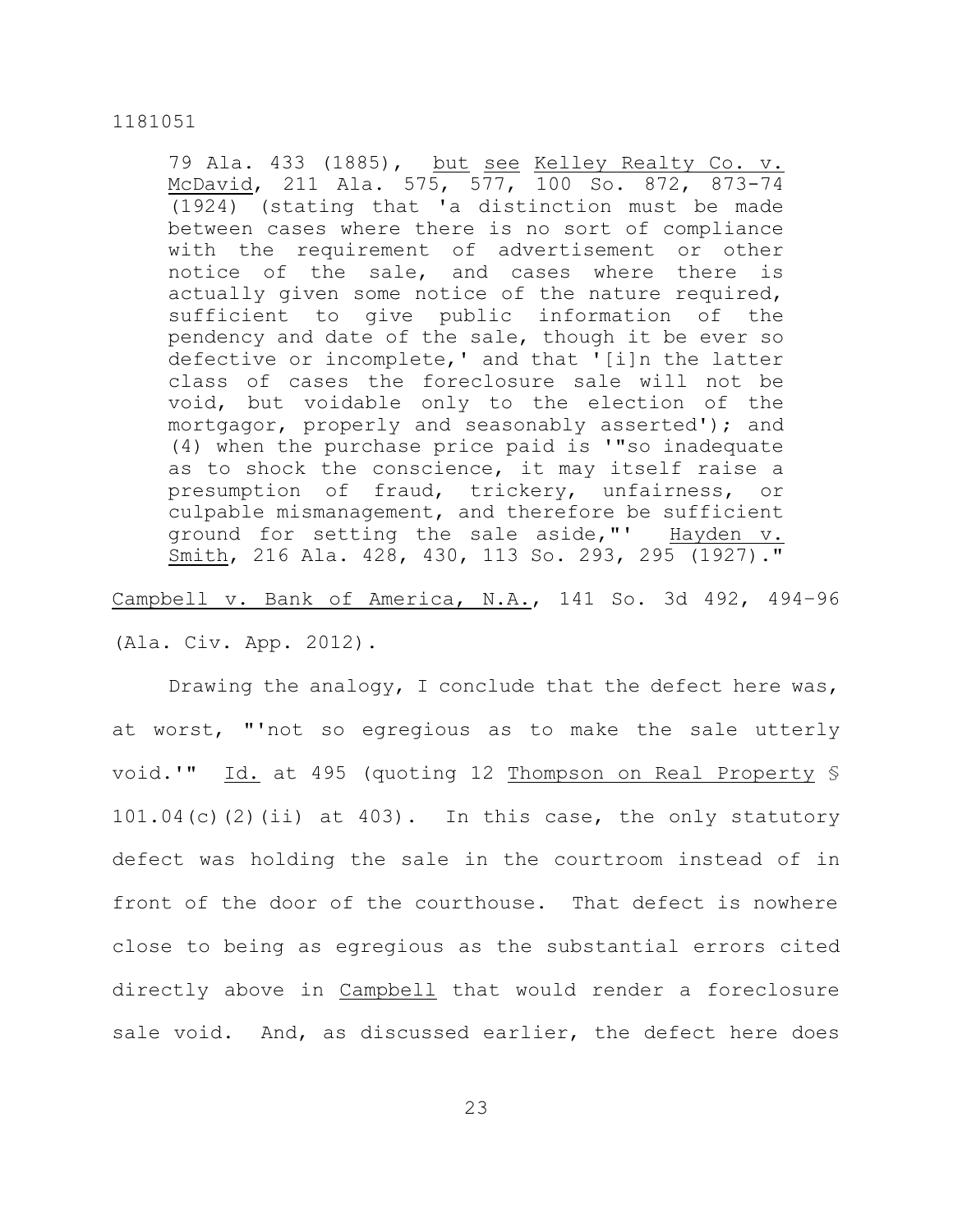> 79 Ala. 433 (1885), but see Kelley Realty Co. v. McDavid, 211 Ala. 575, 577, 100 So. 872, 873-74 (1924) (stating that 'a distinction must be made between cases where there is no sort of compliance with the requirement of advertisement or other notice of the sale, and cases where there is actually given some notice of the nature required, sufficient to give public information of the pendency and date of the sale, though it be ever so defective or incomplete,' and that '[i]n the latter class of cases the foreclosure sale will not be void, but voidable only to the election of the mortgagor, properly and seasonably asserted'); and (4) when the purchase price paid is '"so inadequate as to shock the conscience, it may itself raise a presumption of fraud, trickery, unfairness, or culpable mismanagement, and therefore be sufficient ground for setting the sale aside,"' Hayden v. Smith, 216 Ala. 428, 430, 113 So. 293, 295 (1927)."

Campbell v. Bank of America, N.A., 141 So. 3d 492, 494-96 (Ala. Civ. App. 2012).

Drawing the analogy, I conclude that the defect here was, at worst, "'not so egregious as to make the sale utterly void.'" Id. at 495 (quoting 12 Thompson on Real Property § 101.04(c)(2)(ii) at 403). In this case, the only statutory defect was holding the sale in the courtroom instead of in front of the door of the courthouse. That defect is nowhere close to being as egregious as the substantial errors cited directly above in Campbell that would render a foreclosure sale void. And, as discussed earlier, the defect here does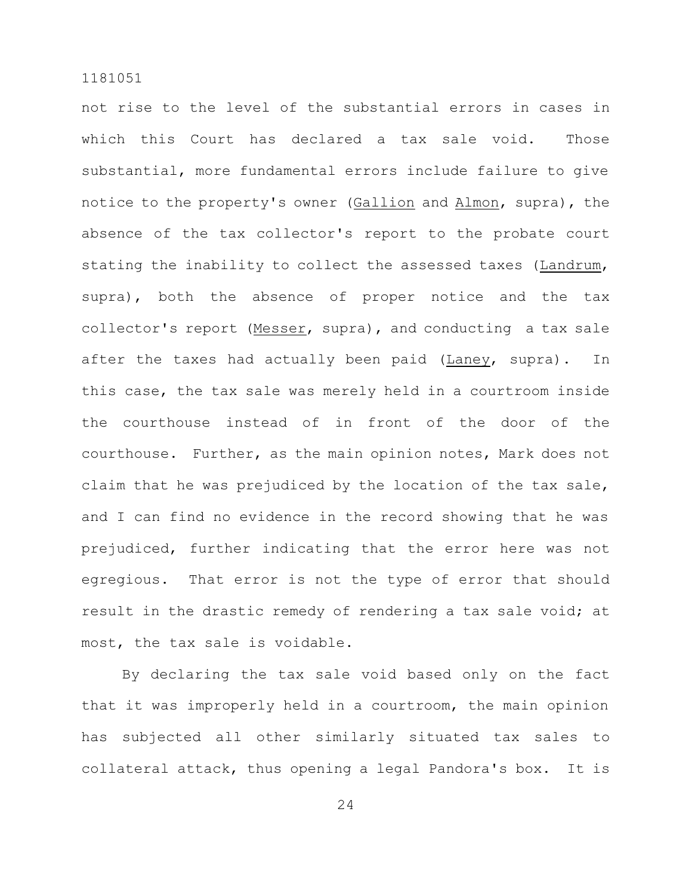not rise to the level of the substantial errors in cases in which this Court has declared a tax sale void. Those substantial, more fundamental errors include failure to give notice to the property's owner (Gallion and Almon, supra), the absence of the tax collector's report to the probate court stating the inability to collect the assessed taxes (Landrum, supra), both the absence of proper notice and the tax collector's report (Messer, supra), and conducting a tax sale after the taxes had actually been paid (Laney, supra). In this case, the tax sale was merely held in a courtroom inside the courthouse instead of in front of the door of the courthouse. Further, as the main opinion notes, Mark does not claim that he was prejudiced by the location of the tax sale, and I can find no evidence in the record showing that he was prejudiced, further indicating that the error here was not egregious. That error is not the type of error that should result in the drastic remedy of rendering a tax sale void; at most, the tax sale is voidable.

By declaring the tax sale void based only on the fact that it was improperly held in a courtroom, the main opinion has subjected all other similarly situated tax sales to collateral attack, thus opening a legal Pandora's box. It is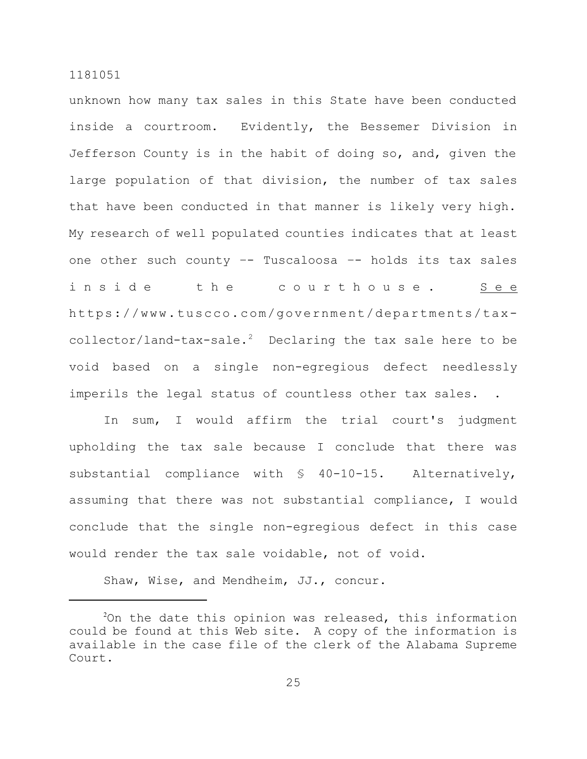unknown how many tax sales in this State have been conducted inside a courtroom. Evidently, the Bessemer Division in Jefferson County is in the habit of doing so, and, given the large population of that division, the number of tax sales that have been conducted in that manner is likely very high. My research of well populated counties indicates that at least one other such county –- Tuscaloosa –- holds its tax sales inside the courthouse. See https://www.tuscco.com/government/departments/tax-collector/land-tax-sale.[2] Declaring the tax sale here to be void based on a single non-egregious defect needlessly imperils the legal status of countless other tax sales. .

In sum, I would affirm the trial court's judgment upholding the tax sale because I conclude that there was substantial compliance with § 40-10-15. Alternatively, assuming that there was not substantial compliance, I would conclude that the single non-egregious defect in this case would render the tax sale voidable, not of void.

Shaw, Wise, and Mendheim, JJ., concur.

---

[2]On the date this opinion was released, this information could be found at this Web site. A copy of the information is available in the case file of the clerk of the Alabama Supreme Court.